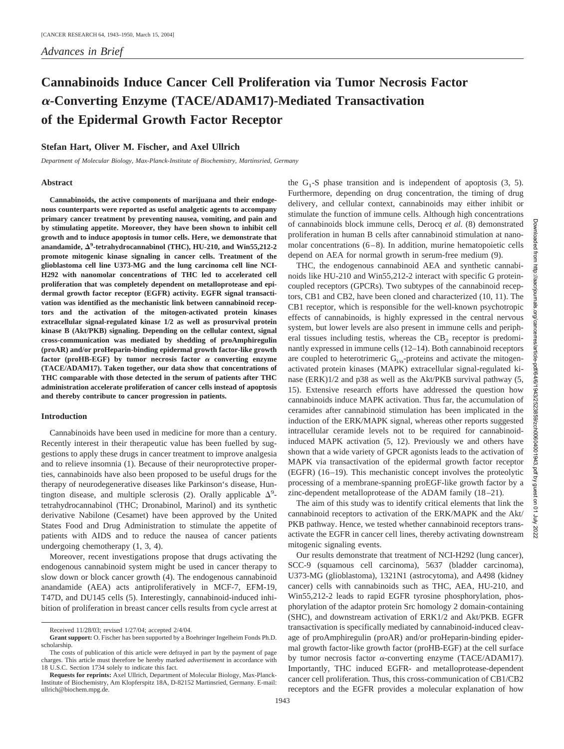*Advances in Brief*

# Cannabinoids Induce Cancer Cell Proliferation via Tumor Necrosis Factor α-Converting Enzyme (TACE/ADAM17)-Mediated Transactivation of the Epidermal Growth Factor Receptor

**Stefan Hart, Oliver M. Fischer, and Axel Ullrich**

*Department of Molecular Biology, Max-Planck-Institute of Biochemistry, Martinsried, Germany*

## Abstract

**Cannabinoids, the active components of marijuana and their endogenous counterparts were reported as useful analgetic agents to accompany primary cancer treatment by preventing nausea, vomiting, and pain and by stimulating appetite. Moreover, they have been shown to inhibit cell growth and to induce apoptosis in tumor cells. Here, we demonstrate that anandamide, $\Delta^9$-tetrahydrocannabinol (THC), HU-210, and Win55,212-2 promote mitogenic kinase signaling in cancer cells. Treatment of the glioblastoma cell line U373-MG and the lung carcinoma cell line NCI-H292 with nanomolar concentrations of THC led to accelerated cell proliferation that was completely dependent on metalloprotease and epidermal growth factor receptor (EGFR) activity. EGFR signal transactivation was identified as the mechanistic link between cannabinoid receptors and the activation of the mitogen-activated protein kinases extracellular signal-regulated kinase 1/2 as well as prosurvival protein kinase B (Akt/PKB) signaling. Depending on the cellular context, signal cross-communication was mediated by shedding of proAmphiregulin (proAR) and/or proHeparin-binding epidermal growth factor-like growth factor (proHB-EGF) by tumor necrosis factor α converting enzyme (TACE/ADAM17). Taken together, our data show that concentrations of THC comparable with those detected in the serum of patients after THC administration accelerate proliferation of cancer cells instead of apoptosis and thereby contribute to cancer progression in patients.**

## Introduction

Cannabinoids have been used in medicine for more than a century. Recently interest in their therapeutic value has been fuelled by suggestions to apply these drugs in cancer treatment to improve analgesia and to relieve insomnia (1). Because of their neuroprotective properties, cannabinoids have also been proposed to be useful drugs for the therapy of neurodegenerative diseases like Parkinson's disease, Huntington disease, and multiple sclerosis (2). Orally applicable $\Delta^9$-tetrahydrocannabinol (THC; Dronabinol, Marinol) and its synthetic derivative Nabilone (Cesamet) have been approved by the United States Food and Drug Administration to stimulate the appetite of patients with AIDS and to reduce the nausea of cancer patients undergoing chemotherapy (1, 3, 4).

Moreover, recent investigations propose that drugs activating the endogenous cannabinoid system might be used in cancer therapy to slow down or block cancer growth (4). The endogenous cannabinoid anandamide (AEA) acts antiproliferatively in MCF-7, EFM-19, T47D, and DU145 cells (5). Interestingly, cannabinoid-induced inhibition of proliferation in breast cancer cells results from cycle arrest at the $G_1$-S phase transition and is independent of apoptosis (3, 5). Furthermore, depending on drug concentration, the timing of drug delivery, and cellular context, cannabinoids may either inhibit or stimulate the function of immune cells. Although high concentrations of cannabinoids block immune cells, Derocq *et al.* (8) demonstrated proliferation in human B cells after cannabinoid stimulation at nanomolar concentrations (6–8). In addition, murine hematopoietic cells depend on AEA for normal growth in serum-free medium (9).

THC, the endogenous cannabinoid AEA and synthetic cannabinoids like HU-210 and Win55,212-2 interact with specific G protein-coupled receptors (GPCRs). Two subtypes of the cannabinoid receptors, CB1 and CB2, have been cloned and characterized (10, 11). The CB1 receptor, which is responsible for the well-known psychotropic effects of cannabinoids, is highly expressed in the central nervous system, but lower levels are also present in immune cells and peripheral tissues including testis, whereas the $CB_2$ receptor is predominantly expressed in immune cells (12–14). Both cannabinoid receptors are coupled to heterotrimeric $G_{i/o}$-proteins and activate the mitogen-activated protein kinases (MAPK) extracellular signal-regulated kinase (ERK)1/2 and p38 as well as the Akt/PKB survival pathway (5, 15). Extensive research efforts have addressed the question how cannabinoids induce MAPK activation. Thus far, the accumulation of ceramides after cannabinoid stimulation has been implicated in the induction of the ERK/MAPK signal, whereas other reports suggested intracellular ceramide levels not to be required for cannabinoid-induced MAPK activation (5, 12). Previously we and others have shown that a wide variety of GPCR agonists leads to the activation of MAPK via transactivation of the epidermal growth factor receptor (EGFR) (16–19). This mechanistic concept involves the proteolytic processing of a membrane-spanning proEGF-like growth factor by a zinc-dependent metalloprotease of the ADAM family (18–21).

The aim of this study was to identify critical elements that link the cannabinoid receptors to activation of the ERK/MAPK and the Akt/PKB pathway. Hence, we tested whether cannabinoid receptors transactivate the EGFR in cancer cell lines, thereby activating downstream mitogenic signaling events.

Our results demonstrate that treatment of NCI-H292 (lung cancer), SCC-9 (squamous cell carcinoma), 5637 (bladder carcinoma), U373-MG (glioblastoma), 1321N1 (astrocytoma), and A498 (kidney cancer) cells with cannabinoids such as THC, AEA, HU-210, and Win55,212-2 leads to rapid EGFR tyrosine phosphorylation, phosphorylation of the adaptor protein Src homology 2 domain-containing (SHC), and downstream activation of ERK1/2 and Akt/PKB. EGFR transactivation is specifically mediated by cannabinoid-induced cleavage of proAmphiregulin (proAR) and/or proHeparin-binding epidermal growth factor-like growth factor (proHB-EGF) at the cell surface by tumor necrosis factor α-converting enzyme (TACE/ADAM17). Importantly, THC induced EGFR- and metalloprotease-dependent cancer cell proliferation. Thus, this cross-communication of CB1/CB2 receptors and the EGFR provides a molecular explanation of how

---

Received 11/28/03; revised 1/27/04; accepted 2/4/04.

**Grant support:** O. Fischer has been supported by a Boehringer Ingelheim Fonds Ph.D. scholarship.

The costs of publication of this article were defrayed in part by the payment of page charges. This article must therefore be hereby marked *advertisement* in accordance with 18 U.S.C. Section 1734 solely to indicate this fact.

**Requests for reprints:** Axel Ullrich, Department of Molecular Biology, Max-Planck-Institute of Biochemistry, Am Klopferspitz 18A, D-82152 Martinsried, Germany. E-mail: ullrich@biochem.mpg.de.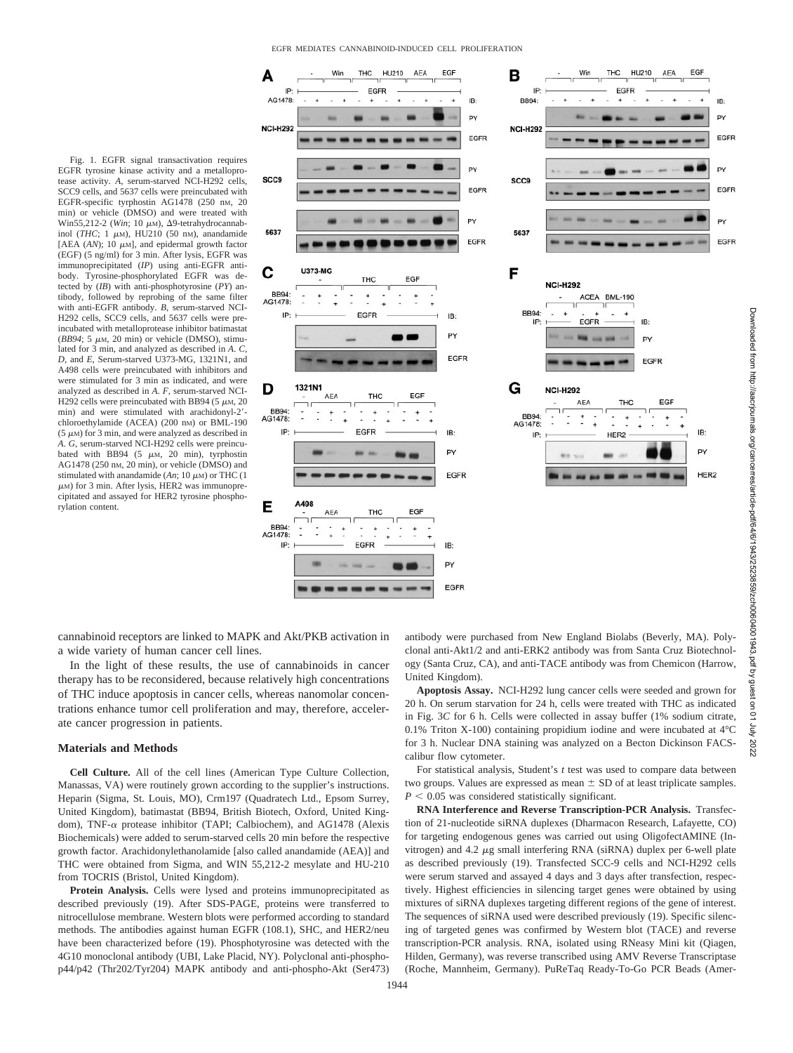Fig. 1. EGFR signal transactivation requires EGFR tyrosine kinase activity and a metalloprotease activity. *A*, serum-starved NCI-H292 cells, SCC9 cells, and 5637 cells were preincubated with EGFR-specific tyrphostin AG1478 (250 nM, 20 min) or vehicle (DMSO) and were treated with Win55,212-2 (*Win*; 10 μM), Δ9-tetrahydrocannabinol (*THC*; 1 μM), HU210 (50 nM), anandamide [AEA (*AN*); 10 μM], and epidermal growth factor (EGF) (5 ng/ml) for 3 min. After lysis, EGFR was immunoprecipitated (*IP*) using anti-EGFR antibody. Tyrosine-phosphorylated EGFR was detected by (*IB*) with anti-phosphotyrosine (*PY*) antibody, followed by reprobing of the same filter with anti-EGFR antibody. *B*, serum-starved NCI-H292 cells, SCC9 cells, and 5637 cells were preincubated with metalloprotease inhibitor batimastat (*BB94*; 5 μM, 20 min) or vehicle (DMSO), stimulated for 3 min, and analyzed as described in *A*. *C*, *D*, and *E*, Serum-starved U373-MG, 1321N1, and A498 cells were preincubated with inhibitors and were stimulated for 3 min as indicated, and were analyzed as described in *A*. *F*, serum-starved NCI-H292 cells were preincubated with BB94 (5 μM, 20 min) and were stimulated with arachidonyl-2′-chloroethylamide (ACEA) (200 nM) or BML-190 (5 μM) for 3 min, and were analyzed as described in *A*. *G*, serum-starved NCI-H292 cells were preincubated with BB94 (5 μM, 20 min), tyrphostin AG1478 (250 nM, 20 min), or vehicle (DMSO) and stimulated with anandamide (*An*; 10 μM) or THC (1 μM) for 3 min. After lysis, HER2 was immunoprecipitated and assayed for HER2 tyrosine phosphorylation content.

cannabinoid receptors are linked to MAPK and Akt/PKB activation in a wide variety of human cancer cell lines.

In the light of these results, the use of cannabinoids in cancer therapy has to be reconsidered, because relatively high concentrations of THC induce apoptosis in cancer cells, whereas nanomolar concentrations enhance tumor cell proliferation and may, therefore, accelerate cancer progression in patients.

## Materials and Methods

**Cell Culture.** All of the cell lines (American Type Culture Collection, Manassas, VA) were routinely grown according to the supplier's instructions. Heparin (Sigma, St. Louis, MO), Crm197 (Quadratech Ltd., Epsom Surrey, United Kingdom), batimastat (BB94, British Biotech, Oxford, United Kingdom), TNF-α protease inhibitor (TAPI; Calbiochem), and AG1478 (Alexis Biochemicals) were added to serum-starved cells 20 min before the respective growth factor. Arachidonylethanolamide [also called anandamide (AEA)] and THC were obtained from Sigma, and WIN 55,212-2 mesylate and HU-210 from TOCRIS (Bristol, United Kingdom).

**Protein Analysis.** Cells were lysed and proteins immunoprecipitated as described previously (19). After SDS-PAGE, proteins were transferred to nitrocellulose membrane. Western blots were performed according to standard methods. The antibodies against human EGFR (108.1), SHC, and HER2/neu have been characterized before (19). Phosphotyrosine was detected with the 4G10 monoclonal antibody (UBI, Lake Placid, NY). Polyclonal anti-phospho-p44/p42 (Thr202/Tyr204) MAPK antibody and anti-phospho-Akt (Ser473) antibody were purchased from New England Biolabs (Beverly, MA). Polyclonal anti-Akt1/2 and anti-ERK2 antibody was from Santa Cruz Biotechnology (Santa Cruz, CA), and anti-TACE antibody was from Chemicon (Harrow, United Kingdom).

**Apoptosis Assay.** NCI-H292 lung cancer cells were seeded and grown for 20 h. On serum starvation for 24 h, cells were treated with THC as indicated in Fig. 3*C* for 6 h. Cells were collected in assay buffer (1% sodium citrate, 0.1% Triton X-100) containing propidium iodine and were incubated at 4°C for 3 h. Nuclear DNA staining was analyzed on a Becton Dickinson FACScalibur flow cytometer.

For statistical analysis, Student's *t* test was used to compare data between two groups. Values are expressed as mean ± SD of at least triplicate samples. $P < 0.05$ was considered statistically significant.

**RNA Interference and Reverse Transcription-PCR Analysis.** Transfection of 21-nucleotide siRNA duplexes (Dharmacon Research, Lafayette, CO) for targeting endogenous genes was carried out using OligofectAMINE (Invitrogen) and 4.2 μg small interfering RNA (siRNA) duplex per 6-well plate as described previously (19). Transfected SCC-9 cells and NCI-H292 cells were serum starved and assayed 4 days and 3 days after transfection, respectively. Highest efficiencies in silencing target genes were obtained by using mixtures of siRNA duplexes targeting different regions of the gene of interest. The sequences of siRNA used were described previously (19). Specific silencing of targeted genes was confirmed by Western blot (TACE) and reverse transcription-PCR analysis. RNA, isolated using RNeasy Mini kit (Qiagen, Hilden, Germany), was reverse transcribed using AMV Reverse Transcriptase (Roche, Mannheim, Germany). PuReTaq Ready-To-Go PCR Beads (Amer-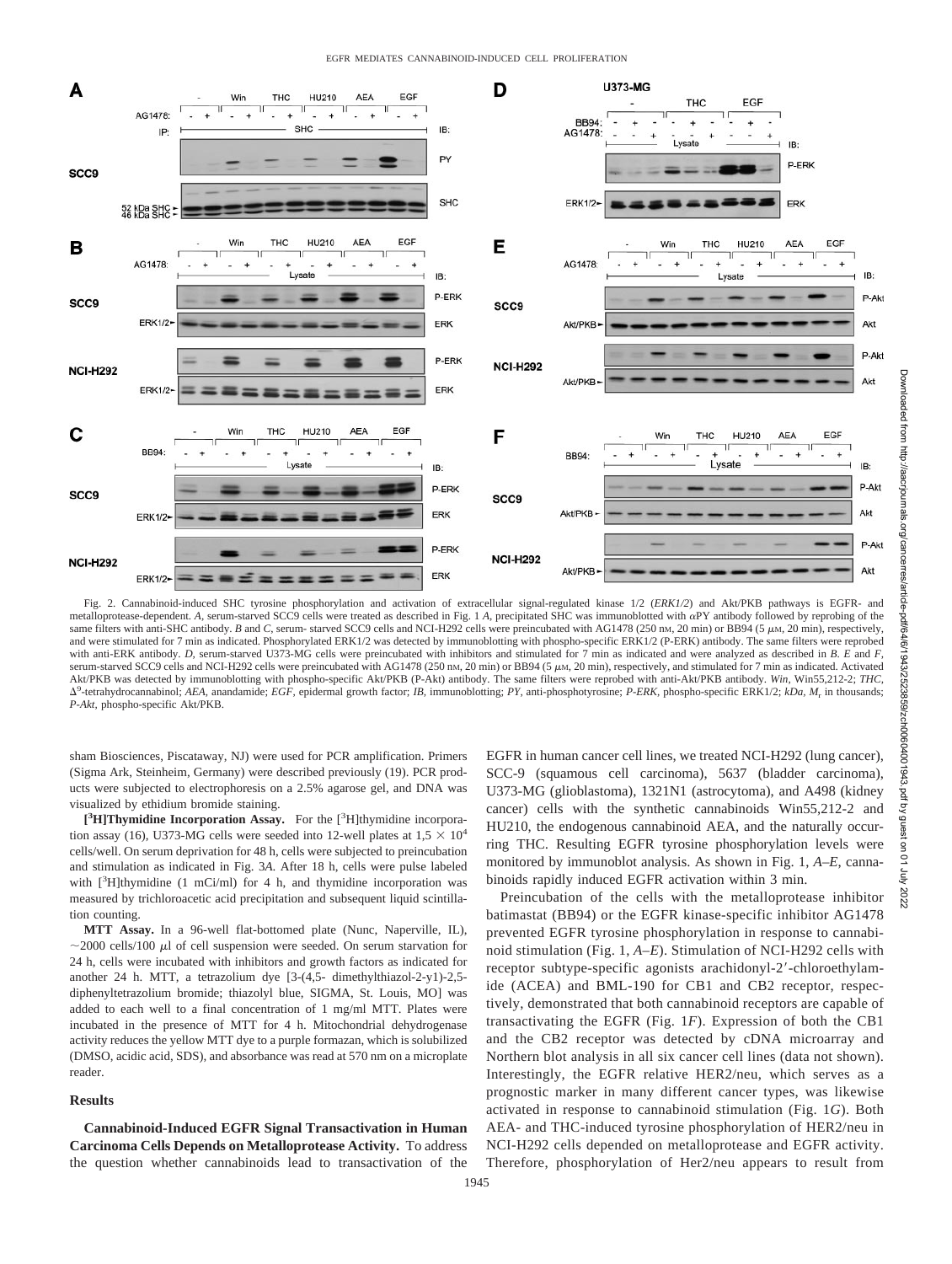Fig. 2. Cannabinoid-induced SHC tyrosine phosphorylation and activation of extracellular signal-regulated kinase 1/2 (*ERK1/2*) and Akt/PKB pathways is EGFR- and metalloprotease-dependent. *A*, serum-starved SCC9 cells were treated as described in Fig. 1 *A*, precipitated SHC was immunoblotted with αPY antibody followed by reprobing of the same filters with anti-SHC antibody. *B* and *C*, serum- starved SCC9 cells and NCI-H292 cells were preincubated with AG1478 (250 nM, 20 min) or BB94 (5 μM, 20 min), respectively, and were stimulated for 7 min as indicated. Phosphorylated ERK1/2 was detected by immunoblotting with phospho-specific ERK1/2 (P-ERK) antibody. The same filters were reprobed with anti-ERK antibody. *D*, serum-starved U373-MG cells were preincubated with inhibitors and stimulated for 7 min as indicated and were analyzed as described in *B*. *E* and *F*, serum-starved SCC9 cells and NCI-H292 cells were preincubated with AG1478 (250 nM, 20 min) or BB94 (5 μM, 20 min), respectively, and stimulated for 7 min as indicated. Activated Akt/PKB was detected by immunoblotting with phospho-specific Akt/PKB (P-Akt) antibody. The same filters were reprobed with anti-Akt/PKB antibody. *Win*, Win55,212-2; *THC*, $\Delta^9$-tetrahydrocannabinol; *AEA*, anandamide; *EGF*, epidermal growth factor; *IB*, immunoblotting; *PY*, anti-phosphotyrosine; *P-ERK*, phospho-specific ERK1/2; *kDa*, $M_r$ in thousands; *P-Akt*, phospho-specific Akt/PKB.

sham Biosciences, Piscataway, NJ) were used for PCR amplification. Primers (Sigma Ark, Steinheim, Germany) were described previously (19). PCR products were subjected to electrophoresis on a 2.5% agarose gel, and DNA was visualized by ethidium bromide staining.

**[$^3$H]Thymidine Incorporation Assay.** For the [$^3$H]thymidine incorporation assay (16), U373-MG cells were seeded into 12-well plates at $1{,}5 \times 10^4$ cells/well. On serum deprivation for 48 h, cells were subjected to preincubation and stimulation as indicated in Fig. 3*A*. After 18 h, cells were pulse labeled with [$^3$H]thymidine (1 mCi/ml) for 4 h, and thymidine incorporation was measured by trichloroacetic acid precipitation and subsequent liquid scintillation counting.

**MTT Assay.** In a 96-well flat-bottomed plate (Nunc, Naperville, IL), ~2000 cells/100 μl of cell suspension were seeded. On serum starvation for 24 h, cells were incubated with inhibitors and growth factors as indicated for another 24 h. MTT, a tetrazolium dye [3-(4,5- dimethylthiazol-2-y1)-2,5-diphenyltetrazolium bromide; thiazolyl blue, SIGMA, St. Louis, MO] was added to each well to a final concentration of 1 mg/ml MTT. Plates were incubated in the presence of MTT for 4 h. Mitochondrial dehydrogenase activity reduces the yellow MTT dye to a purple formazan, which is solubilized (DMSO, acidic acid, SDS), and absorbance was read at 570 nm on a microplate reader.

## Results

**Cannabinoid-Induced EGFR Signal Transactivation in Human Carcinoma Cells Depends on Metalloprotease Activity.** To address the question whether cannabinoids lead to transactivation of the EGFR in human cancer cell lines, we treated NCI-H292 (lung cancer), SCC-9 (squamous cell carcinoma), 5637 (bladder carcinoma), U373-MG (glioblastoma), 1321N1 (astrocytoma), and A498 (kidney cancer) cells with the synthetic cannabinoids Win55,212-2 and HU210, the endogenous cannabinoid AEA, and the naturally occurring THC. Resulting EGFR tyrosine phosphorylation levels were monitored by immunoblot analysis. As shown in Fig. 1, *A–E*, cannabinoids rapidly induced EGFR activation within 3 min.

Preincubation of the cells with the metalloprotease inhibitor batimastat (BB94) or the EGFR kinase-specific inhibitor AG1478 prevented EGFR tyrosine phosphorylation in response to cannabinoid stimulation (Fig. 1, *A–E*). Stimulation of NCI-H292 cells with receptor subtype-specific agonists arachidonyl-2′-chloroethylamide (ACEA) and BML-190 for CB1 and CB2 receptor, respectively, demonstrated that both cannabinoid receptors are capable of transactivating the EGFR (Fig. 1*F*). Expression of both the CB1 and the CB2 receptor was detected by cDNA microarray and Northern blot analysis in all six cancer cell lines (data not shown). Interestingly, the EGFR relative HER2/neu, which serves as a prognostic marker in many different cancer types, was likewise activated in response to cannabinoid stimulation (Fig. 1*G*). Both AEA- and THC-induced tyrosine phosphorylation of HER2/neu in NCI-H292 cells depended on metalloprotease and EGFR activity. Therefore, phosphorylation of Her2/neu appears to result from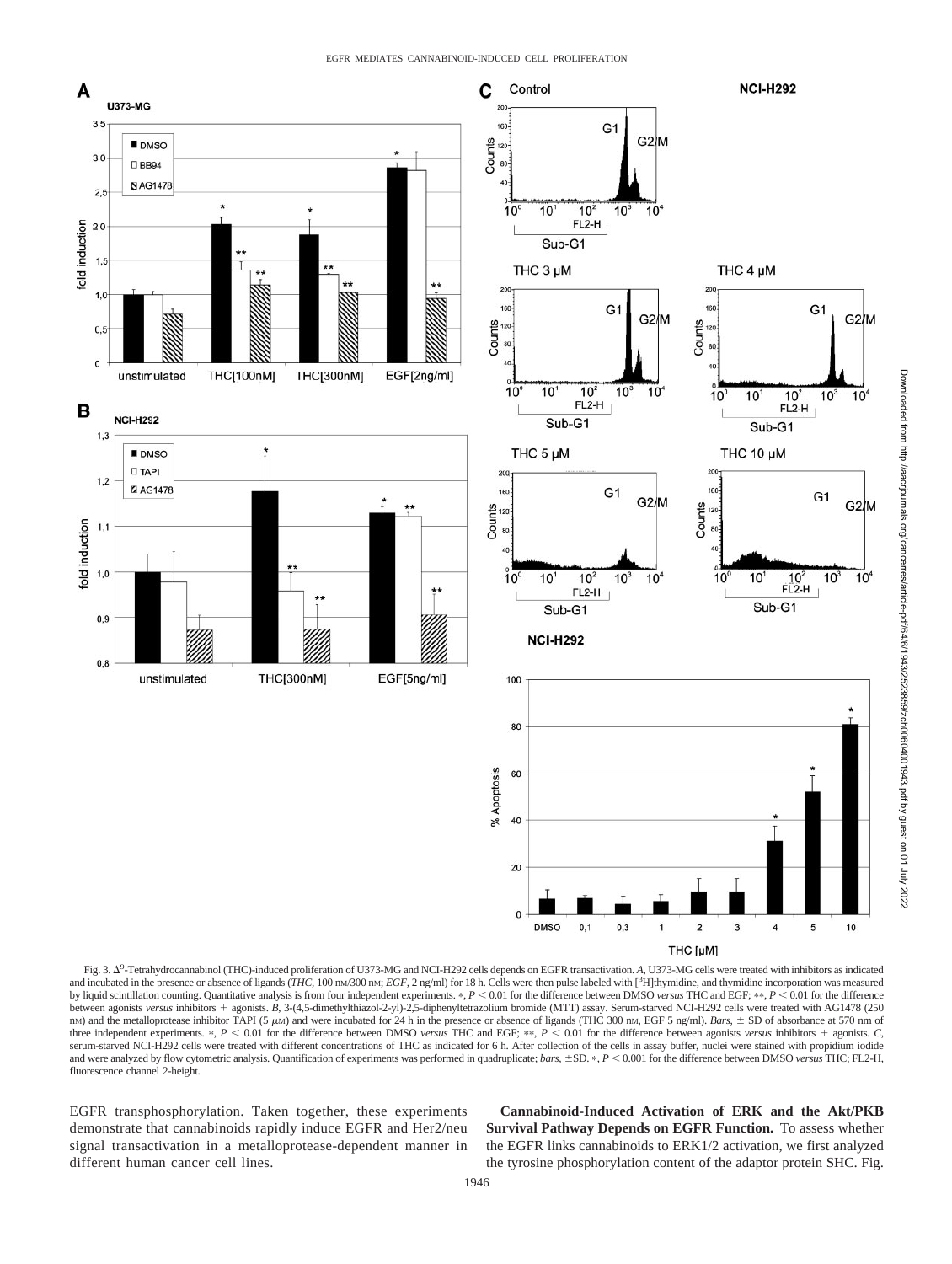Fig. 3. $\Delta^9$-Tetrahydrocannabinol (THC)-induced proliferation of U373-MG and NCI-H292 cells depends on EGFR transactivation. *A*, U373-MG cells were treated with inhibitors as indicated and incubated in the presence or absence of ligands (*THC*, 100 nM/300 nM; *EGF*, 2 ng/ml) for 18 h. Cells were then pulse labeled with [$^3$H]thymidine, and thymidine incorporation was measured by liquid scintillation counting. Quantitative analysis is from four independent experiments. *, $P < 0.01$ for the difference between DMSO *versus* THC and EGF; **, $P < 0.01$ for the difference between agonists *versus* inhibitors + agonists. *B*, 3-(4,5-dimethylthiazol-2-yl)-2,5-diphenyltetrazolium bromide (MTT) assay. Serum-starved NCI-H292 cells were treated with AG1478 (250 nM) and the metalloprotease inhibitor TAPI (5 $\mu$M) and were incubated for 24 h in the presence or absence of ligands (THC 300 nM, EGF 5 ng/ml). *Bars*, ± SD of absorbance at 570 nm of three independent experiments. *, $P < 0.01$ for the difference between DMSO *versus* THC and EGF; **, $P < 0.01$ for the difference between agonists *versus* inhibitors + agonists. *C*, serum-starved NCI-H292 cells were treated with different concentrations of THC as indicated for 6 h. After collection of the cells in assay buffer, nuclei were stained with propidium iodide and were analyzed by flow cytometric analysis. Quantification of experiments was performed in quadruplicate; *bars*, ±SD. *, $P < 0.001$ for the difference between DMSO *versus* THC; FL2-H, fluorescence channel 2-height.

EGFR transphosphorylation. Taken together, these experiments demonstrate that cannabinoids rapidly induce EGFR and Her2/neu signal transactivation in a metalloprotease-dependent manner in different human cancer cell lines.

**Cannabinoid-Induced Activation of ERK and the Akt/PKB Survival Pathway Depends on EGFR Function.** To assess whether the EGFR links cannabinoids to ERK1/2 activation, we first analyzed the tyrosine phosphorylation content of the adaptor protein SHC. Fig.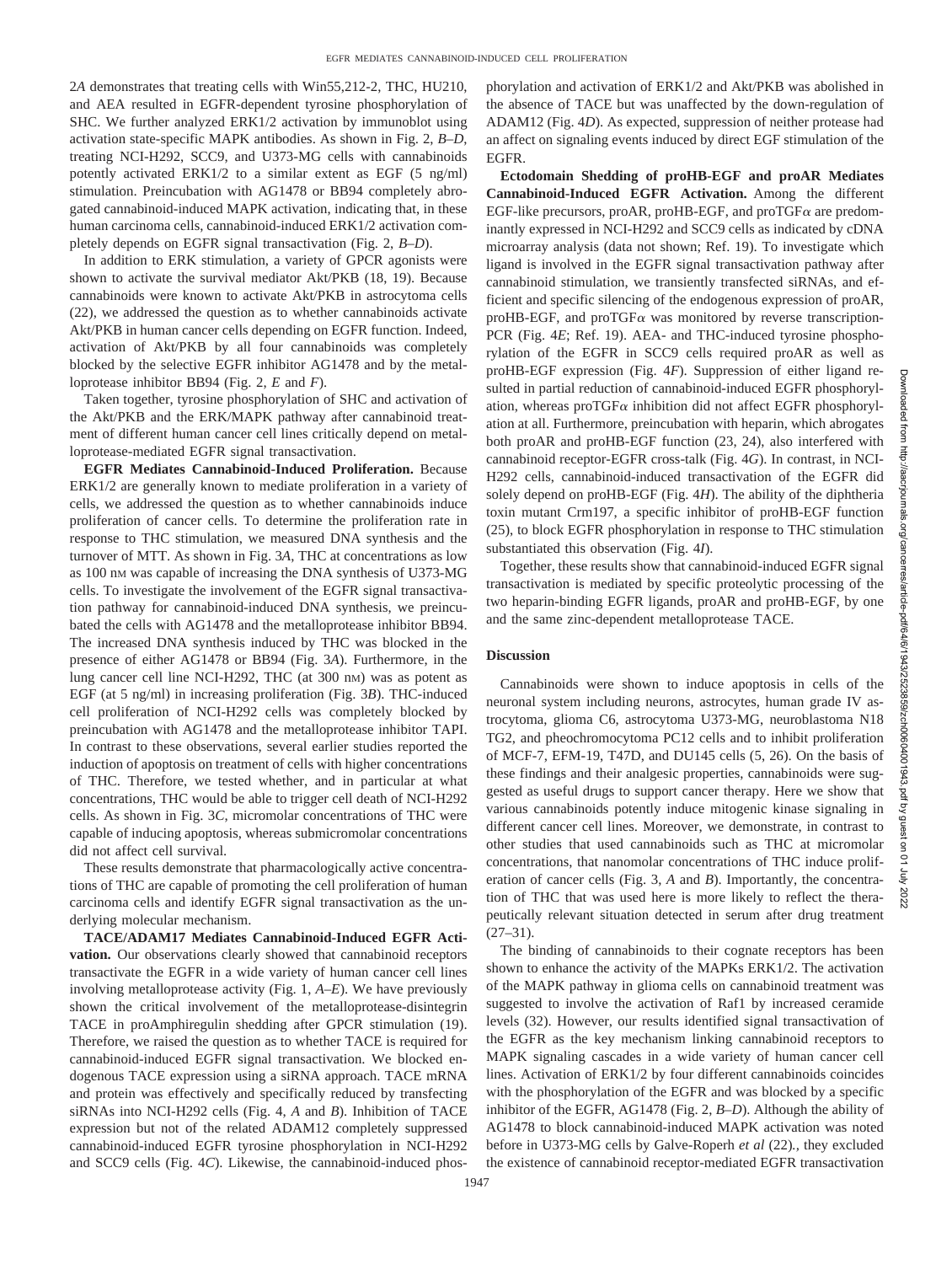2*A* demonstrates that treating cells with Win55,212-2, THC, HU210, and AEA resulted in EGFR-dependent tyrosine phosphorylation of SHC. We further analyzed ERK1/2 activation by immunoblot using activation state-specific MAPK antibodies. As shown in Fig. 2, *B–D*, treating NCI-H292, SCC9, and U373-MG cells with cannabinoids potently activated ERK1/2 to a similar extent as EGF (5 ng/ml) stimulation. Preincubation with AG1478 or BB94 completely abrogated cannabinoid-induced MAPK activation, indicating that, in these human carcinoma cells, cannabinoid-induced ERK1/2 activation completely depends on EGFR signal transactivation (Fig. 2, *B–D*).

In addition to ERK stimulation, a variety of GPCR agonists were shown to activate the survival mediator Akt/PKB (18, 19). Because cannabinoids were known to activate Akt/PKB in astrocytoma cells (22), we addressed the question as to whether cannabinoids activate Akt/PKB in human cancer cells depending on EGFR function. Indeed, activation of Akt/PKB by all four cannabinoids was completely blocked by the selective EGFR inhibitor AG1478 and by the metalloprotease inhibitor BB94 (Fig. 2, *E* and *F*).

Taken together, tyrosine phosphorylation of SHC and activation of the Akt/PKB and the ERK/MAPK pathway after cannabinoid treatment of different human cancer cell lines critically depend on metalloprotease-mediated EGFR signal transactivation.

**EGFR Mediates Cannabinoid-Induced Proliferation.** Because ERK1/2 are generally known to mediate proliferation in a variety of cells, we addressed the question as to whether cannabinoids induce proliferation of cancer cells. To determine the proliferation rate in response to THC stimulation, we measured DNA synthesis and the turnover of MTT. As shown in Fig. 3*A*, THC at concentrations as low as 100 nM was capable of increasing the DNA synthesis of U373-MG cells. To investigate the involvement of the EGFR signal transactivation pathway for cannabinoid-induced DNA synthesis, we preincubated the cells with AG1478 and the metalloprotease inhibitor BB94. The increased DNA synthesis induced by THC was blocked in the presence of either AG1478 or BB94 (Fig. 3*A*). Furthermore, in the lung cancer cell line NCI-H292, THC (at 300 nM) was as potent as EGF (at 5 ng/ml) in increasing proliferation (Fig. 3*B*). THC-induced cell proliferation of NCI-H292 cells was completely blocked by preincubation with AG1478 and the metalloprotease inhibitor TAPI. In contrast to these observations, several earlier studies reported the induction of apoptosis on treatment of cells with higher concentrations of THC. Therefore, we tested whether, and in particular at what concentrations, THC would be able to trigger cell death of NCI-H292 cells. As shown in Fig. 3*C*, micromolar concentrations of THC were capable of inducing apoptosis, whereas submicromolar concentrations did not affect cell survival.

These results demonstrate that pharmacologically active concentrations of THC are capable of promoting the cell proliferation of human carcinoma cells and identify EGFR signal transactivation as the underlying molecular mechanism.

**TACE/ADAM17 Mediates Cannabinoid-Induced EGFR Activation.** Our observations clearly showed that cannabinoid receptors transactivate the EGFR in a wide variety of human cancer cell lines involving metalloprotease activity (Fig. 1, *A–E*). We have previously shown the critical involvement of the metalloprotease-disintegrin TACE in proAmphiregulin shedding after GPCR stimulation (19). Therefore, we raised the question as to whether TACE is required for cannabinoid-induced EGFR signal transactivation. We blocked endogenous TACE expression using a siRNA approach. TACE mRNA and protein was effectively and specifically reduced by transfecting siRNAs into NCI-H292 cells (Fig. 4, *A* and *B*). Inhibition of TACE expression but not of the related ADAM12 completely suppressed cannabinoid-induced EGFR tyrosine phosphorylation in NCI-H292 and SCC9 cells (Fig. 4*C*). Likewise, the cannabinoid-induced phosphorylation and activation of ERK1/2 and Akt/PKB was abolished in the absence of TACE but was unaffected by the down-regulation of ADAM12 (Fig. 4*D*). As expected, suppression of neither protease had an affect on signaling events induced by direct EGF stimulation of the EGFR.

**Ectodomain Shedding of proHB-EGF and proAR Mediates Cannabinoid-Induced EGFR Activation.** Among the different EGF-like precursors, proAR, proHB-EGF, and proTGF$\alpha$ are predominantly expressed in NCI-H292 and SCC9 cells as indicated by cDNA microarray analysis (data not shown; Ref. 19). To investigate which ligand is involved in the EGFR signal transactivation pathway after cannabinoid stimulation, we transiently transfected siRNAs, and efficient and specific silencing of the endogenous expression of proAR, proHB-EGF, and proTGF$\alpha$ was monitored by reverse transcription-PCR (Fig. 4*E*; Ref. 19). AEA- and THC-induced tyrosine phosphorylation of the EGFR in SCC9 cells required proAR as well as proHB-EGF expression (Fig. 4*F*). Suppression of either ligand resulted in partial reduction of cannabinoid-induced EGFR phosphorylation, whereas proTGF$\alpha$ inhibition did not affect EGFR phosphorylation at all. Furthermore, preincubation with heparin, which abrogates both proAR and proHB-EGF function (23, 24), also interfered with cannabinoid receptor-EGFR cross-talk (Fig. 4*G*). In contrast, in NCI-H292 cells, cannabinoid-induced transactivation of the EGFR did solely depend on proHB-EGF (Fig. 4*H*). The ability of the diphtheria toxin mutant Crm197, a specific inhibitor of proHB-EGF function (25), to block EGFR phosphorylation in response to THC stimulation substantiated this observation (Fig. 4*I*).

Together, these results show that cannabinoid-induced EGFR signal transactivation is mediated by specific proteolytic processing of the two heparin-binding EGFR ligands, proAR and proHB-EGF, by one and the same zinc-dependent metalloprotease TACE.

## Discussion

Cannabinoids were shown to induce apoptosis in cells of the neuronal system including neurons, astrocytes, human grade IV astrocytoma, glioma C6, astrocytoma U373-MG, neuroblastoma N18 TG2, and pheochromocytoma PC12 cells and to inhibit proliferation of MCF-7, EFM-19, T47D, and DU145 cells (5, 26). On the basis of these findings and their analgesic properties, cannabinoids were suggested as useful drugs to support cancer therapy. Here we show that various cannabinoids potently induce mitogenic kinase signaling in different cancer cell lines. Moreover, we demonstrate, in contrast to other studies that used cannabinoids such as THC at micromolar concentrations, that nanomolar concentrations of THC induce proliferation of cancer cells (Fig. 3, *A* and *B*). Importantly, the concentration of THC that was used here is more likely to reflect the therapeutically relevant situation detected in serum after drug treatment (27–31).

The binding of cannabinoids to their cognate receptors has been shown to enhance the activity of the MAPKs ERK1/2. The activation of the MAPK pathway in glioma cells on cannabinoid treatment was suggested to involve the activation of Raf1 by increased ceramide levels (32). However, our results identified signal transactivation of the EGFR as the key mechanism linking cannabinoid receptors to MAPK signaling cascades in a wide variety of human cancer cell lines. Activation of ERK1/2 by four different cannabinoids coincides with the phosphorylation of the EGFR and was blocked by a specific inhibitor of the EGFR, AG1478 (Fig. 2, *B–D*). Although the ability of AG1478 to block cannabinoid-induced MAPK activation was noted before in U373-MG cells by Galve-Roperh *et al* (22)., they excluded the existence of cannabinoid receptor-mediated EGFR transactivation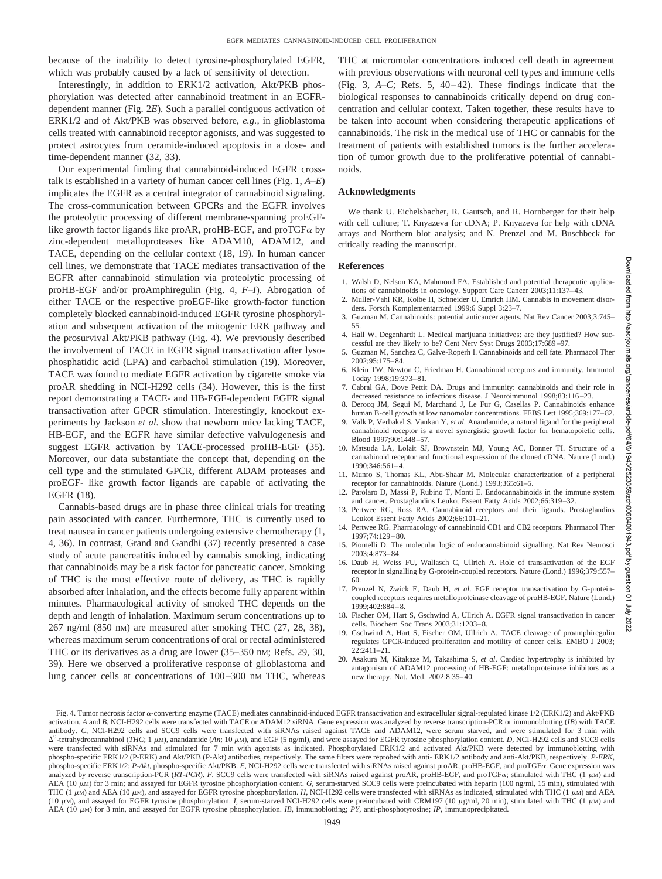because of the inability to detect tyrosine-phosphorylated EGFR, which was probably caused by a lack of sensitivity of detection.

Interestingly, in addition to ERK1/2 activation, Akt/PKB phosphorylation was detected after cannabinoid treatment in an EGFR-dependent manner (Fig. 2*E*). Such a parallel contiguous activation of ERK1/2 and of Akt/PKB was observed before, *e.g.*, in glioblastoma cells treated with cannabinoid receptor agonists, and was suggested to protect astrocytes from ceramide-induced apoptosis in a dose- and time-dependent manner (32, 33).

Our experimental finding that cannabinoid-induced EGFR cross-talk is established in a variety of human cancer cell lines (Fig. 1, *A–E*) implicates the EGFR as a central integrator of cannabinoid signaling. The cross-communication between GPCRs and the EGFR involves the proteolytic processing of different membrane-spanning proEGF-like growth factor ligands like proAR, proHB-EGF, and proTGF$\alpha$ by zinc-dependent metalloproteases like ADAM10, ADAM12, and TACE, depending on the cellular context (18, 19). In human cancer cell lines, we demonstrate that TACE mediates transactivation of the EGFR after cannabinoid stimulation via proteolytic processing of proHB-EGF and/or proAmphiregulin (Fig. 4, *F–I*). Abrogation of either TACE or the respective proEGF-like growth-factor function completely blocked cannabinoid-induced EGFR tyrosine phosphorylation and subsequent activation of the mitogenic ERK pathway and the prosurvival Akt/PKB pathway (Fig. 4). We previously described the involvement of TACE in EGFR signal transactivation after lysophosphatidic acid (LPA) and carbachol stimulation (19). Moreover, TACE was found to mediate EGFR activation by cigarette smoke via proAR shedding in NCI-H292 cells (34). However, this is the first report demonstrating a TACE- and HB-EGF-dependent EGFR signal transactivation after GPCR stimulation. Interestingly, knockout experiments by Jackson *et al.* show that newborn mice lacking TACE, HB-EGF, and the EGFR have similar defective valvulogenesis and suggest EGFR activation by TACE-processed proHB-EGF (35). Moreover, our data substantiate the concept that, depending on the cell type and the stimulated GPCR, different ADAM proteases and proEGF- like growth factor ligands are capable of activating the EGFR (18).

Cannabis-based drugs are in phase three clinical trials for treating pain associated with cancer. Furthermore, THC is currently used to treat nausea in cancer patients undergoing extensive chemotherapy (1, 4, 36). In contrast, Grand and Gandhi (37) recently presented a case study of acute pancreatitis induced by cannabis smoking, indicating that cannabinoids may be a risk factor for pancreatic cancer. Smoking of THC is the most effective route of delivery, as THC is rapidly absorbed after inhalation, and the effects become fully apparent within minutes. Pharmacological activity of smoked THC depends on the depth and length of inhalation. Maximum serum concentrations up to 267 ng/ml (850 nM) are measured after smoking THC (27, 28, 38), whereas maximum serum concentrations of oral or rectal administered THC or its derivatives as a drug are lower (35–350 nM; Refs. 29, 30, 39). Here we observed a proliferative response of glioblastoma and lung cancer cells at concentrations of 100–300 nM THC, whereas THC at micromolar concentrations induced cell death in agreement with previous observations with neuronal cell types and immune cells (Fig. 3, *A–C*; Refs. 5, 40–42). These findings indicate that the biological responses to cannabinoids critically depend on drug concentration and cellular context. Taken together, these results have to be taken into account when considering therapeutic applications of cannabinoids. The risk in the medical use of THC or cannabis for the treatment of patients with established tumors is the further acceleration of tumor growth due to the proliferative potential of cannabinoids.

## Acknowledgments

We thank U. Eichelsbacher, R. Gautsch, and R. Hornberger for their help with cell culture; T. Knyazeva for cDNA; P. Knyazeva for help with cDNA arrays and Northern blot analysis; and N. Prenzel and M. Buschbeck for critically reading the manuscript.

## References

1. Walsh D, Nelson KA, Mahmoud FA. Established and potential therapeutic applications of cannabinoids in oncology. Support Care Cancer 2003;11:137–43.
2. Muller-Vahl KR, Kolbe H, Schneider U, Emrich HM. Cannabis in movement disorders. Forsch Komplementarmed 1999;6 Suppl 3:23–7.
3. Guzman M. Cannabinoids: potential anticancer agents. Nat Rev Cancer 2003;3:745–55.
4. Hall W, Degenhardt L. Medical marijuana initiatives: are they justified? How successful are they likely to be? Cent Nerv Syst Drugs 2003;17:689–97.
5. Guzman M, Sanchez C, Galve-Roperh I. Cannabinoids and cell fate. Pharmacol Ther 2002;95:175–84.
6. Klein TW, Newton C, Friedman H. Cannabinoid receptors and immunity. Immunol Today 1998;19:373–81.
7. Cabral GA, Dove Pettit DA. Drugs and immunity: cannabinoids and their role in decreased resistance to infectious disease. J Neuroimmunol 1998;83:116–23.
8. Derocq JM, Segui M, Marchand J, Le Fur G, Casellas P. Cannabinoids enhance human B-cell growth at low nanomolar concentrations. FEBS Lett 1995;369:177–82.
9. Valk P, Verbakel S, Vankan Y, *et al.* Anandamide, a natural ligand for the peripheral cannabinoid receptor is a novel synergistic growth factor for hematopoietic cells. Blood 1997;90:1448–57.
10. Matsuda LA, Lolait SJ, Brownstein MJ, Young AC, Bonner TI. Structure of a cannabinoid receptor and functional expression of the cloned cDNA. Nature (Lond.) 1990;346:561–4.
11. Munro S, Thomas KL, Abu-Shaar M. Molecular characterization of a peripheral receptor for cannabinoids. Nature (Lond.) 1993;365:61–5.
12. Parolaro D, Massi P, Rubino T, Monti E. Endocannabinoids in the immune system and cancer. Prostaglandins Leukot Essent Fatty Acids 2002;66:319–32.
13. Pertwee RG, Ross RA. Cannabinoid receptors and their ligands. Prostaglandins Leukot Essent Fatty Acids 2002;66:101–21.
14. Pertwee RG. Pharmacology of cannabinoid CB1 and CB2 receptors. Pharmacol Ther 1997;74:129–80.
15. Piomelli D. The molecular logic of endocannabinoid signalling. Nat Rev Neurosci 2003;4:873–84.
16. Daub H, Weiss FU, Wallasch C, Ullrich A. Role of transactivation of the EGF receptor in signalling by G-protein-coupled receptors. Nature (Lond.) 1996;379:557–60.
17. Prenzel N, Zwick E, Daub H, *et al.* EGF receptor transactivation by G-protein-coupled receptors requires metalloproteinase cleavage of proHB-EGF. Nature (Lond.) 1999;402:884–8.
18. Fischer OM, Hart S, Gschwind A, Ullrich A. EGFR signal transactivation in cancer cells. Biochem Soc Trans 2003;31:1203–8.
19. Gschwind A, Hart S, Fischer OM, Ullrich A. TACE cleavage of proamphiregulin regulates GPCR-induced proliferation and motility of cancer cells. EMBO J 2003; 22:2411–21.
20. Asakura M, Kitakaze M, Takashima S, *et al.* Cardiac hypertrophy is inhibited by antagonism of ADAM12 processing of HB-EGF: metalloproteinase inhibitors as a new therapy. Nat. Med. 2002;8:35–40.

Fig. 4. Tumor necrosis factor $\alpha$-converting enzyme (TACE) mediates cannabinoid-induced EGFR transactivation and extracellular signal-regulated kinase 1/2 (ERK1/2) and Akt/PKB activation. *A* and *B*, NCI-H292 cells were transfected with TACE or ADAM12 siRNA. Gene expression was analyzed by reverse transcription-PCR or immunoblotting (*IB*) with TACE antibody. *C*, NCI-H292 cells and SCC9 cells were transfected with siRNAs raised against TACE and ADAM12, were serum starved, and were stimulated for 3 min with $\Delta^9$-tetrahydrocannabinol (*THC*; 1 $\mu$M), anandamide (*An*; 10 $\mu$M), and EGF (5 ng/ml), and were assayed for EGFR tyrosine phosphorylation content. *D*, NCI-H292 cells and SCC9 cells were transfected with siRNAs and stimulated for 7 min with agonists as indicated. Phosphorylated ERK1/2 and activated Akt/PKB were detected by immunoblotting with phospho-specific ERK1/2 (P-ERK) and Akt/PKB (P-Akt) antibodies, respectively. The same filters were reprobed with anti- ERK1/2 antibody and anti-Akt/PKB, respectively. *P-ERK*, phospho-specific ERK1/2; *P-Akt*, phospho-specific Akt/PKB. *E*, NCI-H292 cells were transfected with siRNAs raised against proAR, proHB-EGF, and proTGF$\alpha$. Gene expression was analyzed by reverse transcription-PCR (*RT-PCR*). *F*, SCC9 cells were transfected with siRNAs raised against proAR, proHB-EGF, and proTGF$\alpha$; stimulated with THC (1 $\mu$M) and AEA (10 $\mu$M) for 3 min; and assayed for EGFR tyrosine phosphorylation content. *G*, serum-starved SCC9 cells were preincubated with heparin (100 ng/ml, 15 min), stimulated with THC (1 $\mu$M) and AEA (10 $\mu$M), and assayed for EGFR tyrosine phosphorylation. *H*, NCI-H292 cells were transfected with siRNAs as indicated, stimulated with THC (1 $\mu$M) and AEA (10 $\mu$M), and assayed for EGFR tyrosine phosphorylation. *I*, serum-starved NCI-H292 cells were preincubated with CRM197 (10 $\mu$g/ml, 20 min), stimulated with THC (1 $\mu$M) and AEA (10 $\mu$M) for 3 min, and assayed for EGFR tyrosine phosphorylation. *IB*, immunoblotting; *PY*, anti-phosphotyrosine; *IP*, immunoprecipitated.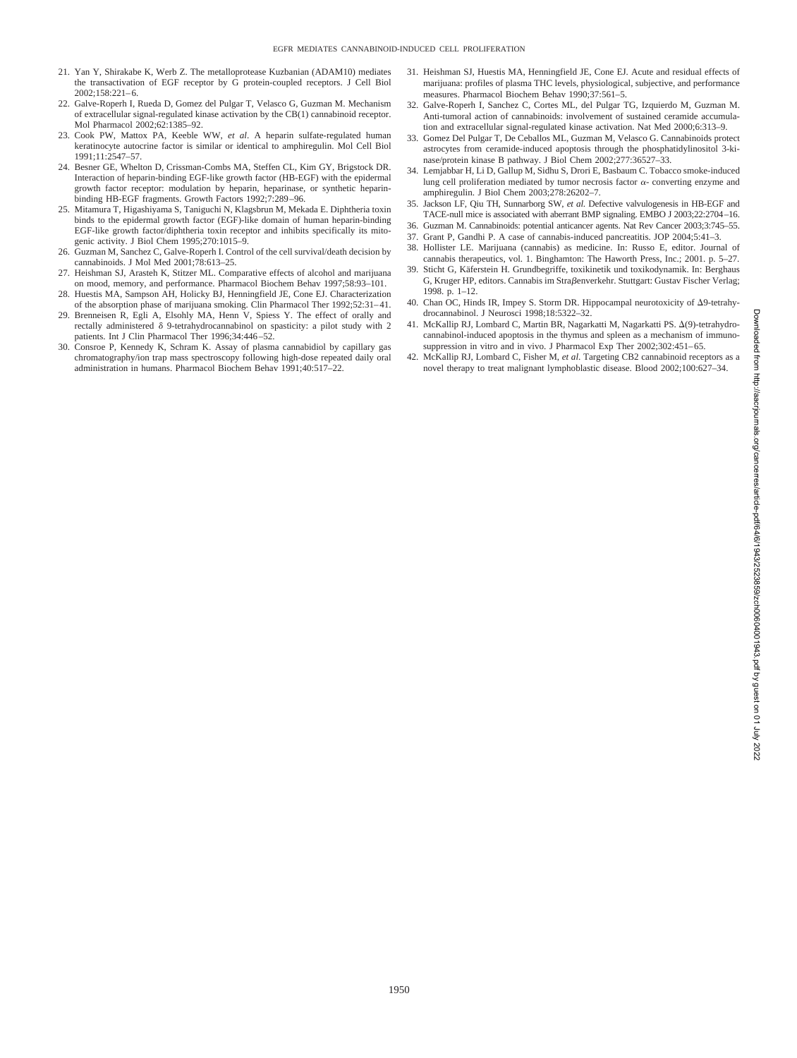21. Yan Y, Shirakabe K, Werb Z. The metalloprotease Kuzbanian (ADAM10) mediates the transactivation of EGF receptor by G protein-coupled receptors. J Cell Biol 2002;158:221–6.
22. Galve-Roperh I, Rueda D, Gomez del Pulgar T, Velasco G, Guzman M. Mechanism of extracellular signal-regulated kinase activation by the CB(1) cannabinoid receptor. Mol Pharmacol 2002;62:1385–92.
23. Cook PW, Mattox PA, Keeble WW, *et al*. A heparin sulfate-regulated human keratinocyte autocrine factor is similar or identical to amphiregulin. Mol Cell Biol 1991;11:2547–57.
24. Besner GE, Whelton D, Crissman-Combs MA, Steffen CL, Kim GY, Brigstock DR. Interaction of heparin-binding EGF-like growth factor (HB-EGF) with the epidermal growth factor receptor: modulation by heparin, heparinase, or synthetic heparin-binding HB-EGF fragments. Growth Factors 1992;7:289–96.
25. Mitamura T, Higashiyama S, Taniguchi N, Klagsbrun M, Mekada E. Diphtheria toxin binds to the epidermal growth factor (EGF)-like domain of human heparin-binding EGF-like growth factor/diphtheria toxin receptor and inhibits specifically its mitogenic activity. J Biol Chem 1995;270:1015–9.
26. Guzman M, Sanchez C, Galve-Roperh I. Control of the cell survival/death decision by cannabinoids. J Mol Med 2001;78:613–25.
27. Heishman SJ, Arasteh K, Stitzer ML. Comparative effects of alcohol and marijuana on mood, memory, and performance. Pharmacol Biochem Behav 1997;58:93–101.
28. Huestis MA, Sampson AH, Holicky BJ, Henningfield JE, Cone EJ. Characterization of the absorption phase of marijuana smoking. Clin Pharmacol Ther 1992;52:31–41.
29. Brenneisen R, Egli A, Elsohly MA, Henn V, Spiess Y. The effect of orally and rectally administered $\delta$ 9-tetrahydrocannabinol on spasticity: a pilot study with 2 patients. Int J Clin Pharmacol Ther 1996;34:446–52.
30. Consroe P, Kennedy K, Schram K. Assay of plasma cannabidiol by capillary gas chromatography/ion trap mass spectroscopy following high-dose repeated daily oral administration in humans. Pharmacol Biochem Behav 1991;40:517–22.
31. Heishman SJ, Huestis MA, Henningfield JE, Cone EJ. Acute and residual effects of marijuana: profiles of plasma THC levels, physiological, subjective, and performance measures. Pharmacol Biochem Behav 1990;37:561–5.
32. Galve-Roperh I, Sanchez C, Cortes ML, del Pulgar TG, Izquierdo M, Guzman M. Anti-tumoral action of cannabinoids: involvement of sustained ceramide accumulation and extracellular signal-regulated kinase activation. Nat Med 2000;6:313–9.
33. Gomez Del Pulgar T, De Ceballos ML, Guzman M, Velasco G. Cannabinoids protect astrocytes from ceramide-induced apoptosis through the phosphatidylinositol 3-kinase/protein kinase B pathway. J Biol Chem 2002;277:36527–33.
34. Lemjabbar H, Li D, Gallup M, Sidhu S, Drori E, Basbaum C. Tobacco smoke-induced lung cell proliferation mediated by tumor necrosis factor $\alpha$- converting enzyme and amphiregulin. J Biol Chem 2003;278:26202–7.
35. Jackson LF, Qiu TH, Sunnarborg SW, *et al.* Defective valvulogenesis in HB-EGF and TACE-null mice is associated with aberrant BMP signaling. EMBO J 2003;22:2704–16.
36. Guzman M. Cannabinoids: potential anticancer agents. Nat Rev Cancer 2003;3:745–55.
37. Grant P, Gandhi P. A case of cannabis-induced pancreatitis. JOP 2004;5:41–3.
38. Hollister LE. Marijuana (cannabis) as medicine. In: Russo E, editor. Journal of cannabis therapeutics, vol. 1. Binghamton: The Haworth Press, Inc.; 2001. p. 5–27.
39. Sticht G, Käferstein H. Grundbegriffe, toxikinetik und toxikodynamik. In: Berghaus G, Kruger HP, editors. Cannabis im Straßenverkehr. Stuttgart: Gustav Fischer Verlag; 1998. p. 1–12.
40. Chan OC, Hinds IR, Impey S. Storm DR. Hippocampal neurotoxicity of $\Delta$9-tetrahydrocannabinol. J Neurosci 1998;18:5322–32.
41. McKallip RJ, Lombard C, Martin BR, Nagarkatti M, Nagarkatti PS. $\Delta$(9)-tetrahydrocannabinol-induced apoptosis in the thymus and spleen as a mechanism of immunosuppression in vitro and in vivo. J Pharmacol Exp Ther 2002;302:451–65.
42. McKallip RJ, Lombard C, Fisher M, *et al*. Targeting CB2 cannabinoid receptors as a novel therapy to treat malignant lymphoblastic disease. Blood 2002;100:627–34.